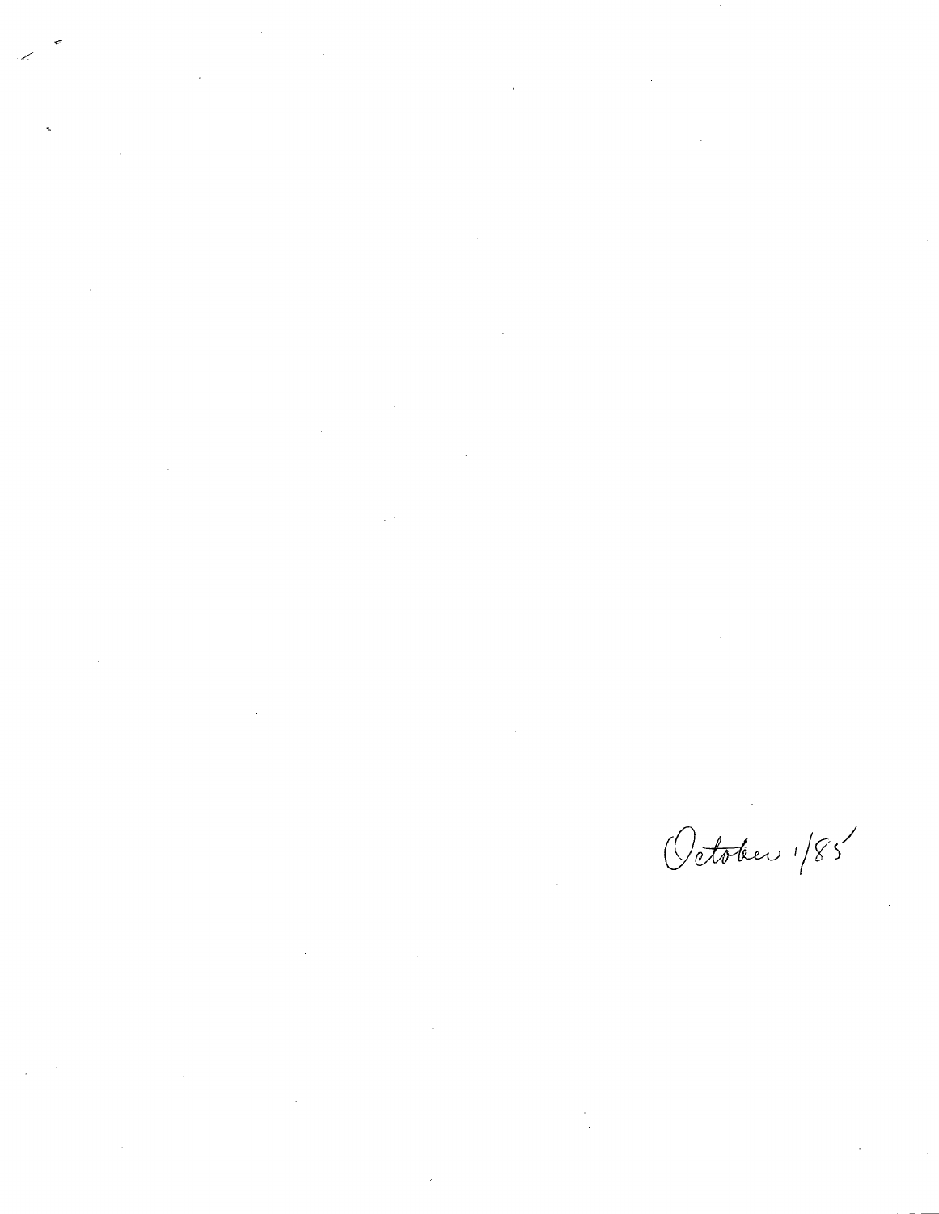October 1/85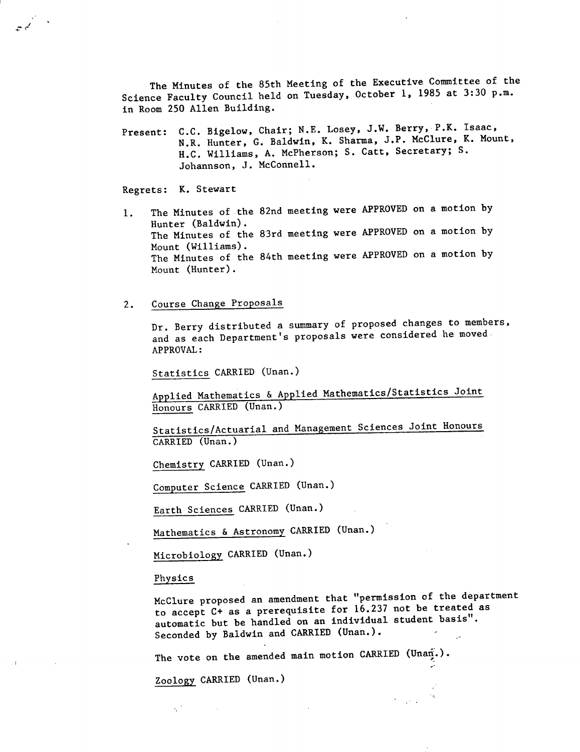The Minutes of the 85th Meeting of the Executive Committee of the Science Faculty Council held on Tuesday, October 1, 1985 at 3:30 p.m. in Room 250 Allen Building.

Present: C.C. Bigelow, Chair; N.E. Losey, J.W. Berry, P.K. Isaac, N.R. Hunter, G. Baldwin, K. Sharma, J.P. McClure, K. Mount, H.C. Williams, A. McPherson; S. Catt, Secretary; S. Johannson, J. McConnell.

Regrets: K. Stewart

1. The Minutes of the 82nd meeting were APPROVED on a motion by Hunter (Baldwin).
   The Minutes of the 83rd meeting were APPROVED on a motion by Mount (Williams).
   The Minutes of the 84th meeting were APPROVED on a motion by Mount (Hunter).

2. Course Change Proposals

   Dr. Berry distributed a summary of proposed changes to members, and as each Department's proposals were considered he moved APPROVAL:

   Statistics CARRIED (Unan.)

   Applied Mathematics & Applied Mathematics/Statistics Joint Honours CARRIED (Unan.)

   Statistics/Actuarial and Management Sciences Joint Honours CARRIED (Unan.)

   Chemistry CARRIED (Unan.)

   Computer Science CARRIED (Unan.)

   Earth Sciences CARRIED (Unan.)

   Mathematics & Astronomy CARRIED (Unan.)

   Microbiology CARRIED (Unan.)

   Physics

   McClure proposed an amendment that "permission of the department to accept C+ as a prerequisite for 16.237 not be treated as automatic but be handled on an individual student basis". Seconded by Baldwin and CARRIED (Unan.).

   The vote on the amended main motion CARRIED (Unan.).

   Zoology CARRIED (Unan.)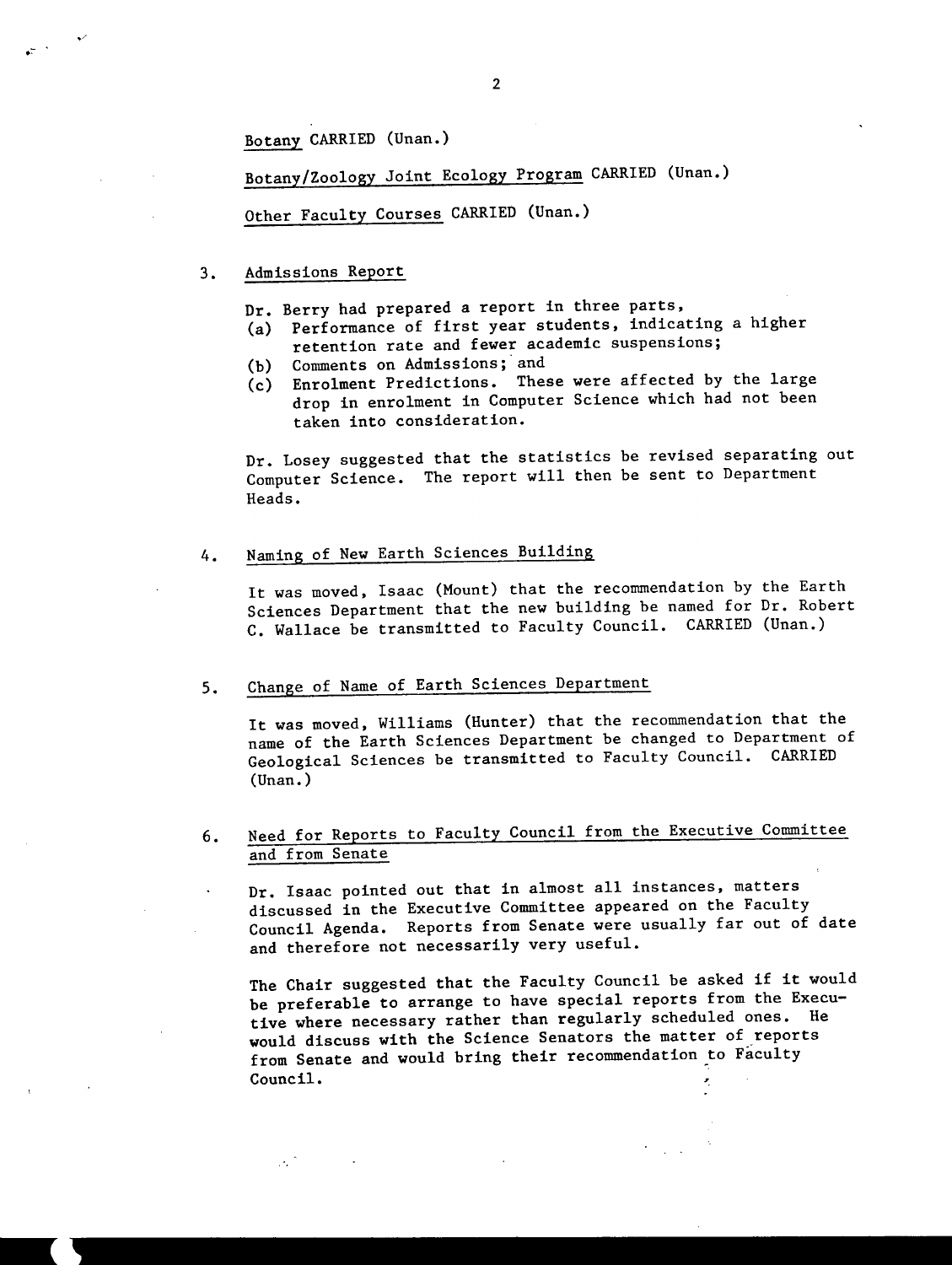Botany CARRIED (Unan.)

Botany/Zoology Joint Ecology Program CARRIED (Unan.)

Other Faculty Courses CARRIED (Unan.)

3. Admissions Report

Dr. Berry had prepared a report in three parts,

(a) Performance of first year students, indicating a higher retention rate and fewer academic suspensions;
(b) Comments on Admissions; and
(c) Enrolment Predictions. These were affected by the large drop in enrolment in Computer Science which had not been taken into consideration.

Dr. Losey suggested that the statistics be revised separating out Computer Science. The report will then be sent to Department Heads.

4. Naming of New Earth Sciences Building

It was moved, Isaac (Mount) that the recommendation by the Earth Sciences Department that the new building be named for Dr. Robert C. Wallace be transmitted to Faculty Council. CARRIED (Unan.)

5. Change of Name of Earth Sciences Department

It was moved, Williams (Hunter) that the recommendation that the name of the Earth Sciences Department be changed to Department of Geological Sciences be transmitted to Faculty Council. CARRIED (Unan.)

6. Need for Reports to Faculty Council from the Executive Committee and from Senate

Dr. Isaac pointed out that in almost all instances, matters discussed in the Executive Committee appeared on the Faculty Council Agenda. Reports from Senate were usually far out of date and therefore not necessarily very useful.

The Chair suggested that the Faculty Council be asked if it would be preferable to arrange to have special reports from the Executive where necessary rather than regularly scheduled ones. He would discuss with the Science Senators the matter of reports from Senate and would bring their recommendation to Faculty Council.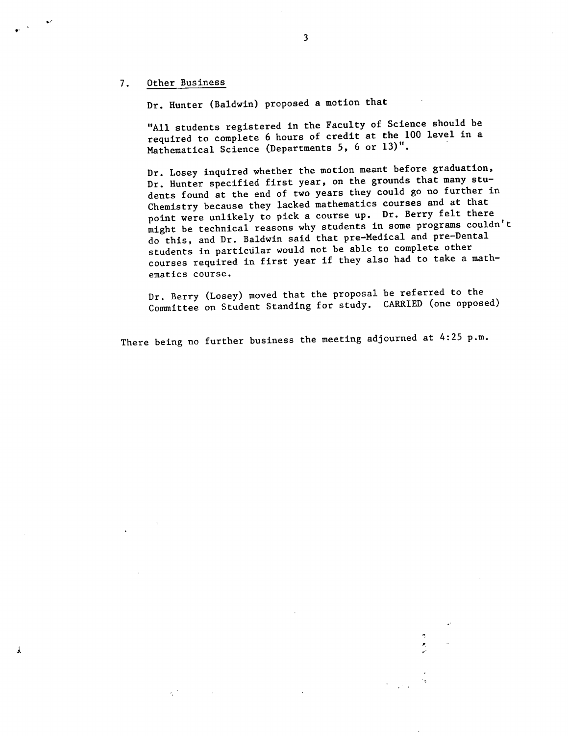7. Other Business

Dr. Hunter (Baldwin) proposed a motion that

"All students registered in the Faculty of Science should be required to complete 6 hours of credit at the 100 level in a Mathematical Science (Departments 5, 6 or 13)".

Dr. Losey inquired whether the motion meant before graduation, Dr. Hunter specified first year, on the grounds that many students found at the end of two years they could go no further in Chemistry because they lacked mathematics courses and at that point were unlikely to pick a course up. Dr. Berry felt there might be technical reasons why students in some programs couldn't do this, and Dr. Baldwin said that pre-Medical and pre-Dental students in particular would not be able to complete other courses required in first year if they also had to take a mathematics course.

Dr. Berry (Losey) moved that the proposal be referred to the Committee on Student Standing for study. CARRIED (one opposed)

There being no further business the meeting adjourned at 4:25 p.m.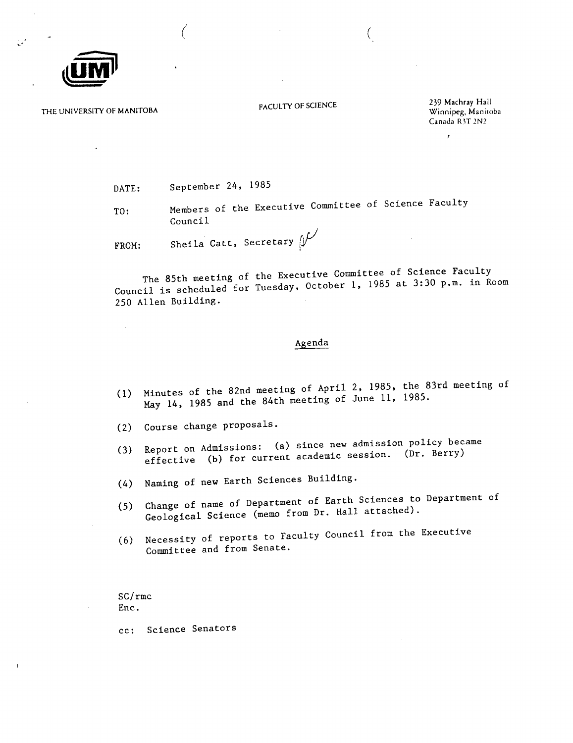THE UNIVERSITY OF MANITOBA

FACULTY OF SCIENCE

239 Machray Hall
Winnipeg, Manitoba
Canada R3T 2N2

DATE: September 24, 1985

TO: Members of the Executive Committee of Science Faculty Council

FROM: Sheila Catt, Secretary

The 85th meeting of the Executive Committee of Science Faculty Council is scheduled for Tuesday, October 1, 1985 at 3:30 p.m. in Room 250 Allen Building.

## Agenda

(1) Minutes of the 82nd meeting of April 2, 1985, the 83rd meeting of May 14, 1985 and the 84th meeting of June 11, 1985.

(2) Course change proposals.

(3) Report on Admissions: (a) since new admission policy became effective (b) for current academic session. (Dr. Berry)

(4) Naming of new Earth Sciences Building.

(5) Change of name of Department of Earth Sciences to Department of Geological Science (memo from Dr. Hall attached).

(6) Necessity of reports to Faculty Council from the Executive Committee and from Senate.

SC/rmc
Enc.

cc: Science Senators